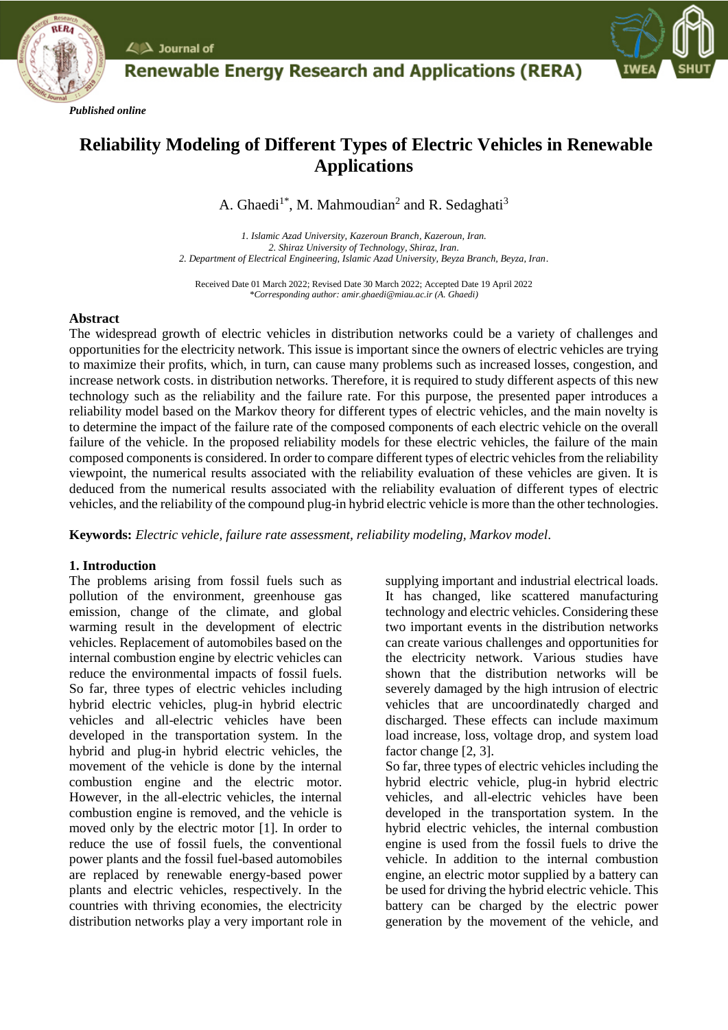*Published online*

# Reliability Modeling of Different Types of Electric Vehicles in Renewable Applications

A. Ghaedi[1*], M. Mahmoudian[2] and R. Sedaghati[3]

*1. Islamic Azad University, Kazeroun Branch, Kazeroun, Iran.*
*2. Shiraz University of Technology, Shiraz, Iran.*
*2. Department of Electrical Engineering, Islamic Azad University, Beyza Branch, Beyza, Iran.*

Received Date 01 March 2022; Revised Date 30 March 2022; Accepted Date 19 April 2022
*\*Corresponding author: amir.ghaedi@miau.ac.ir (A. Ghaedi)*

## Abstract

The widespread growth of electric vehicles in distribution networks could be a variety of challenges and opportunities for the electricity network. This issue is important since the owners of electric vehicles are trying to maximize their profits, which, in turn, can cause many problems such as increased losses, congestion, and increase network costs. in distribution networks. Therefore, it is required to study different aspects of this new technology such as the reliability and the failure rate. For this purpose, the presented paper introduces a reliability model based on the Markov theory for different types of electric vehicles, and the main novelty is to determine the impact of the failure rate of the composed components of each electric vehicle on the overall failure of the vehicle. In the proposed reliability models for these electric vehicles, the failure of the main composed components is considered. In order to compare different types of electric vehicles from the reliability viewpoint, the numerical results associated with the reliability evaluation of these vehicles are given. It is deduced from the numerical results associated with the reliability evaluation of different types of electric vehicles, and the reliability of the compound plug-in hybrid electric vehicle is more than the other technologies.

**Keywords:** *Electric vehicle, failure rate assessment, reliability modeling, Markov model*.

## 1. Introduction

The problems arising from fossil fuels such as pollution of the environment, greenhouse gas emission, change of the climate, and global warming result in the development of electric vehicles. Replacement of automobiles based on the internal combustion engine by electric vehicles can reduce the environmental impacts of fossil fuels. So far, three types of electric vehicles including hybrid electric vehicles, plug-in hybrid electric vehicles and all-electric vehicles have been developed in the transportation system. In the hybrid and plug-in hybrid electric vehicles, the movement of the vehicle is done by the internal combustion engine and the electric motor. However, in the all-electric vehicles, the internal combustion engine is removed, and the vehicle is moved only by the electric motor [1]. In order to reduce the use of fossil fuels, the conventional power plants and the fossil fuel-based automobiles are replaced by renewable energy-based power plants and electric vehicles, respectively. In the countries with thriving economies, the electricity distribution networks play a very important role in supplying important and industrial electrical loads. It has changed, like scattered manufacturing technology and electric vehicles. Considering these two important events in the distribution networks can create various challenges and opportunities for the electricity network. Various studies have shown that the distribution networks will be severely damaged by the high intrusion of electric vehicles that are uncoordinatedly charged and discharged. These effects can include maximum load increase, loss, voltage drop, and system load factor change [2, 3].

So far, three types of electric vehicles including the hybrid electric vehicle, plug-in hybrid electric vehicles, and all-electric vehicles have been developed in the transportation system. In the hybrid electric vehicles, the internal combustion engine is used from the fossil fuels to drive the vehicle. In addition to the internal combustion engine, an electric motor supplied by a battery can be used for driving the hybrid electric vehicle. This battery can be charged by the electric power generation by the movement of the vehicle, and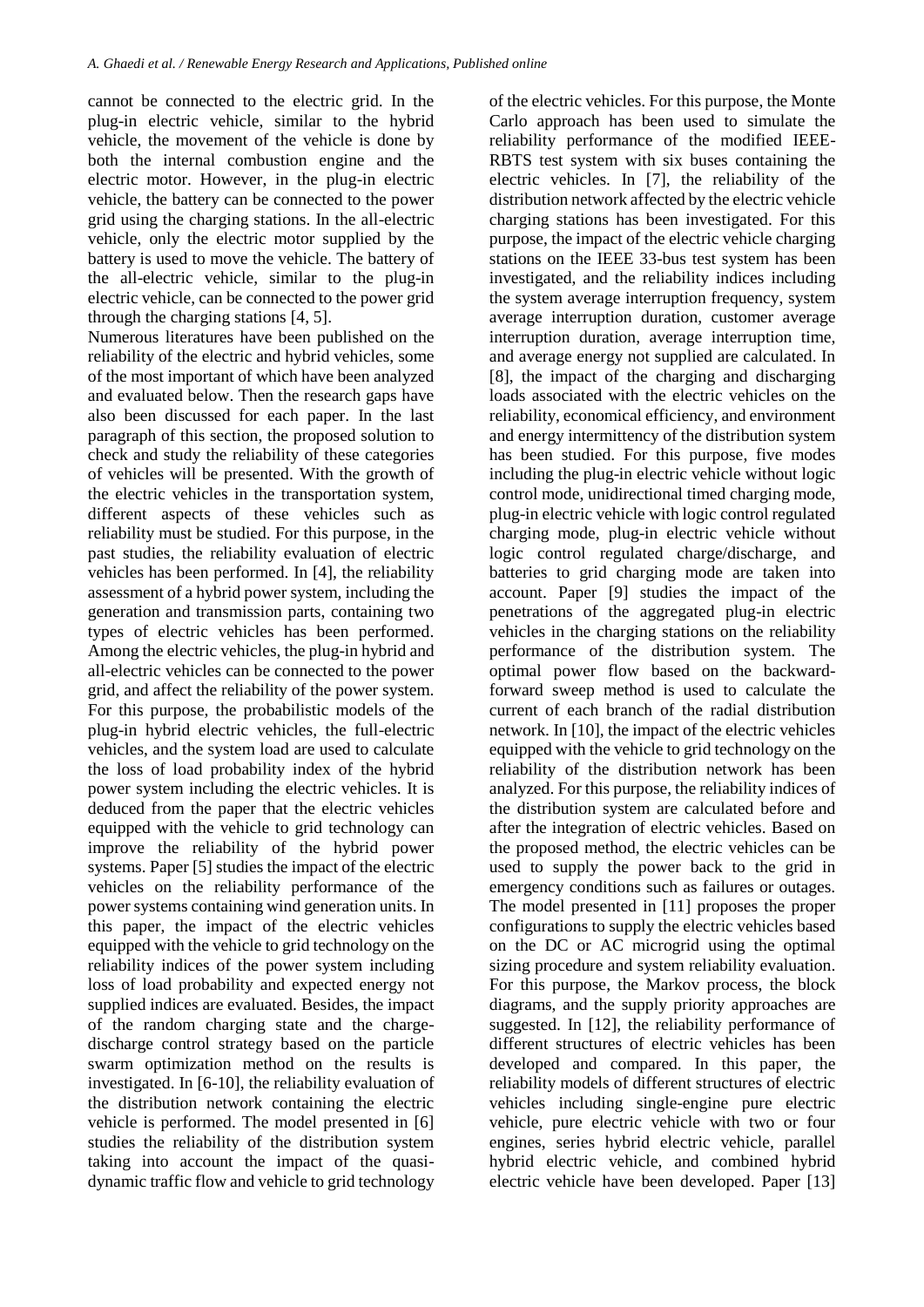cannot be connected to the electric grid. In the plug-in electric vehicle, similar to the hybrid vehicle, the movement of the vehicle is done by both the internal combustion engine and the electric motor. However, in the plug-in electric vehicle, the battery can be connected to the power grid using the charging stations. In the all-electric vehicle, only the electric motor supplied by the battery is used to move the vehicle. The battery of the all-electric vehicle, similar to the plug-in electric vehicle, can be connected to the power grid through the charging stations [4, 5].

Numerous literatures have been published on the reliability of the electric and hybrid vehicles, some of the most important of which have been analyzed and evaluated below. Then the research gaps have also been discussed for each paper. In the last paragraph of this section, the proposed solution to check and study the reliability of these categories of vehicles will be presented. With the growth of the electric vehicles in the transportation system, different aspects of these vehicles such as reliability must be studied. For this purpose, in the past studies, the reliability evaluation of electric vehicles has been performed. In [4], the reliability assessment of a hybrid power system, including the generation and transmission parts, containing two types of electric vehicles has been performed. Among the electric vehicles, the plug-in hybrid and all-electric vehicles can be connected to the power grid, and affect the reliability of the power system. For this purpose, the probabilistic models of the plug-in hybrid electric vehicles, the full-electric vehicles, and the system load are used to calculate the loss of load probability index of the hybrid power system including the electric vehicles. It is deduced from the paper that the electric vehicles equipped with the vehicle to grid technology can improve the reliability of the hybrid power systems. Paper [5] studies the impact of the electric vehicles on the reliability performance of the power systems containing wind generation units. In this paper, the impact of the electric vehicles equipped with the vehicle to grid technology on the reliability indices of the power system including loss of load probability and expected energy not supplied indices are evaluated. Besides, the impact of the random charging state and the charge-discharge control strategy based on the particle swarm optimization method on the results is investigated. In [6-10], the reliability evaluation of the distribution network containing the electric vehicle is performed. The model presented in [6] studies the reliability of the distribution system taking into account the impact of the quasi-dynamic traffic flow and vehicle to grid technology of the electric vehicles. For this purpose, the Monte Carlo approach has been used to simulate the reliability performance of the modified IEEE-RBTS test system with six buses containing the electric vehicles. In [7], the reliability of the distribution network affected by the electric vehicle charging stations has been investigated. For this purpose, the impact of the electric vehicle charging stations on the IEEE 33-bus test system has been investigated, and the reliability indices including the system average interruption frequency, system average interruption duration, customer average interruption duration, average interruption time, and average energy not supplied are calculated. In [8], the impact of the charging and discharging loads associated with the electric vehicles on the reliability, economical efficiency, and environment and energy intermittency of the distribution system has been studied. For this purpose, five modes including the plug-in electric vehicle without logic control mode, unidirectional timed charging mode, plug-in electric vehicle with logic control regulated charging mode, plug-in electric vehicle without logic control regulated charge/discharge, and batteries to grid charging mode are taken into account. Paper [9] studies the impact of the penetrations of the aggregated plug-in electric vehicles in the charging stations on the reliability performance of the distribution system. The optimal power flow based on the backward-forward sweep method is used to calculate the current of each branch of the radial distribution network. In [10], the impact of the electric vehicles equipped with the vehicle to grid technology on the reliability of the distribution network has been analyzed. For this purpose, the reliability indices of the distribution system are calculated before and after the integration of electric vehicles. Based on the proposed method, the electric vehicles can be used to supply the power back to the grid in emergency conditions such as failures or outages. The model presented in [11] proposes the proper configurations to supply the electric vehicles based on the DC or AC microgrid using the optimal sizing procedure and system reliability evaluation. For this purpose, the Markov process, the block diagrams, and the supply priority approaches are suggested. In [12], the reliability performance of different structures of electric vehicles has been developed and compared. In this paper, the reliability models of different structures of electric vehicles including single-engine pure electric vehicle, pure electric vehicle with two or four engines, series hybrid electric vehicle, parallel hybrid electric vehicle, and combined hybrid electric vehicle have been developed. Paper [13]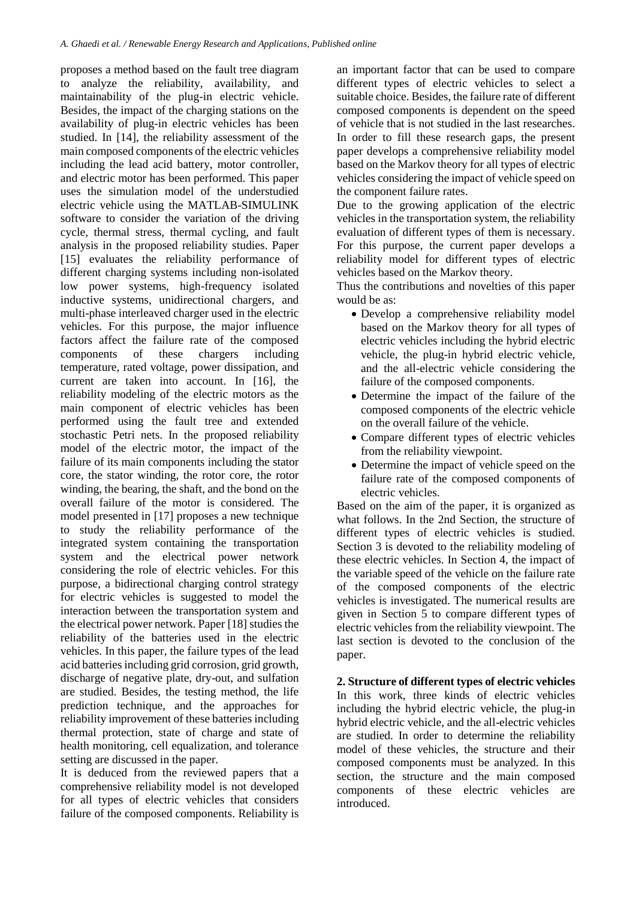proposes a method based on the fault tree diagram to analyze the reliability, availability, and maintainability of the plug-in electric vehicle. Besides, the impact of the charging stations on the availability of plug-in electric vehicles has been studied. In [14], the reliability assessment of the main composed components of the electric vehicles including the lead acid battery, motor controller, and electric motor has been performed. This paper uses the simulation model of the understudied electric vehicle using the MATLAB-SIMULINK software to consider the variation of the driving cycle, thermal stress, thermal cycling, and fault analysis in the proposed reliability studies. Paper [15] evaluates the reliability performance of different charging systems including non-isolated low power systems, high-frequency isolated inductive systems, unidirectional chargers, and multi-phase interleaved charger used in the electric vehicles. For this purpose, the major influence factors affect the failure rate of the composed components of these chargers including temperature, rated voltage, power dissipation, and current are taken into account. In [16], the reliability modeling of the electric motors as the main component of electric vehicles has been performed using the fault tree and extended stochastic Petri nets. In the proposed reliability model of the electric motor, the impact of the failure of its main components including the stator core, the stator winding, the rotor core, the rotor winding, the bearing, the shaft, and the bond on the overall failure of the motor is considered. The model presented in [17] proposes a new technique to study the reliability performance of the integrated system containing the transportation system and the electrical power network considering the role of electric vehicles. For this purpose, a bidirectional charging control strategy for electric vehicles is suggested to model the interaction between the transportation system and the electrical power network. Paper [18] studies the reliability of the batteries used in the electric vehicles. In this paper, the failure types of the lead acid batteries including grid corrosion, grid growth, discharge of negative plate, dry-out, and sulfation are studied. Besides, the testing method, the life prediction technique, and the approaches for reliability improvement of these batteries including thermal protection, state of charge and state of health monitoring, cell equalization, and tolerance setting are discussed in the paper.

It is deduced from the reviewed papers that a comprehensive reliability model is not developed for all types of electric vehicles that considers failure of the composed components. Reliability is an important factor that can be used to compare different types of electric vehicles to select a suitable choice. Besides, the failure rate of different composed components is dependent on the speed of vehicle that is not studied in the last researches. In order to fill these research gaps, the present paper develops a comprehensive reliability model based on the Markov theory for all types of electric vehicles considering the impact of vehicle speed on the component failure rates.

Due to the growing application of the electric vehicles in the transportation system, the reliability evaluation of different types of them is necessary. For this purpose, the current paper develops a reliability model for different types of electric vehicles based on the Markov theory.

Thus the contributions and novelties of this paper would be as:

- Develop a comprehensive reliability model based on the Markov theory for all types of electric vehicles including the hybrid electric vehicle, the plug-in hybrid electric vehicle, and the all-electric vehicle considering the failure of the composed components.
- Determine the impact of the failure of the composed components of the electric vehicle on the overall failure of the vehicle.
- Compare different types of electric vehicles from the reliability viewpoint.
- Determine the impact of vehicle speed on the failure rate of the composed components of electric vehicles.

Based on the aim of the paper, it is organized as what follows. In the 2nd Section, the structure of different types of electric vehicles is studied. Section 3 is devoted to the reliability modeling of these electric vehicles. In Section 4, the impact of the variable speed of the vehicle on the failure rate of the composed components of the electric vehicles is investigated. The numerical results are given in Section 5 to compare different types of electric vehicles from the reliability viewpoint. The last section is devoted to the conclusion of the paper.

## 2. Structure of different types of electric vehicles

In this work, three kinds of electric vehicles including the hybrid electric vehicle, the plug-in hybrid electric vehicle, and the all-electric vehicles are studied. In order to determine the reliability model of these vehicles, the structure and their composed components must be analyzed. In this section, the structure and the main composed components of these electric vehicles are introduced.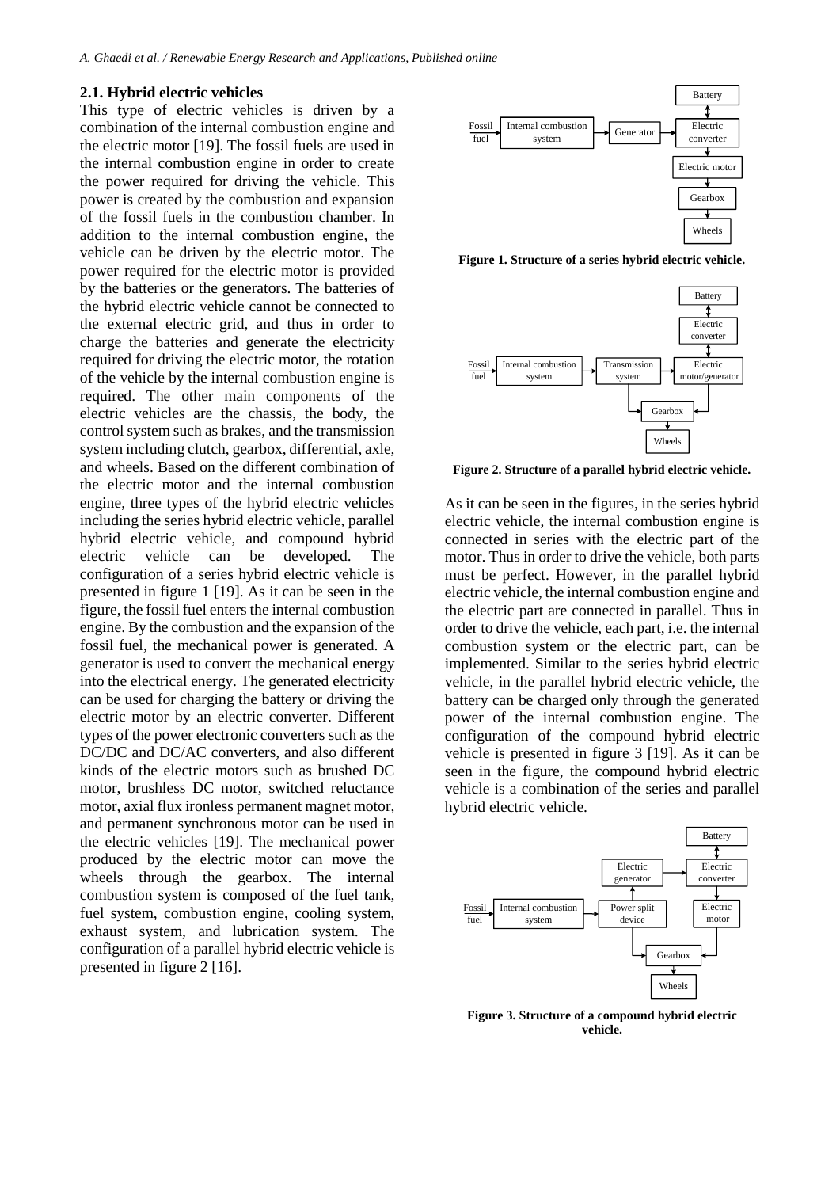## 2.1. Hybrid electric vehicles

This type of electric vehicles is driven by a combination of the internal combustion engine and the electric motor [19]. The fossil fuels are used in the internal combustion engine in order to create the power required for driving the vehicle. This power is created by the combustion and expansion of the fossil fuels in the combustion chamber. In addition to the internal combustion engine, the vehicle can be driven by the electric motor. The power required for the electric motor is provided by the batteries or the generators. The batteries of the hybrid electric vehicle cannot be connected to the external electric grid, and thus in order to charge the batteries and generate the electricity required for driving the electric motor, the rotation of the vehicle by the internal combustion engine is required. The other main components of the electric vehicles are the chassis, the body, the control system such as brakes, and the transmission system including clutch, gearbox, differential, axle, and wheels. Based on the different combination of the electric motor and the internal combustion engine, three types of the hybrid electric vehicles including the series hybrid electric vehicle, parallel hybrid electric vehicle, and compound hybrid electric vehicle can be developed. The configuration of a series hybrid electric vehicle is presented in figure 1 [19]. As it can be seen in the figure, the fossil fuel enters the internal combustion engine. By the combustion and the expansion of the fossil fuel, the mechanical power is generated. A generator is used to convert the mechanical energy into the electrical energy. The generated electricity can be used for charging the battery or driving the electric motor by an electric converter. Different types of the power electronic converters such as the DC/DC and DC/AC converters, and also different kinds of the electric motors such as brushed DC motor, brushless DC motor, switched reluctance motor, axial flux ironless permanent magnet motor, and permanent synchronous motor can be used in the electric vehicles [19]. The mechanical power produced by the electric motor can move the wheels through the gearbox. The internal combustion system is composed of the fuel tank, fuel system, combustion engine, cooling system, exhaust system, and lubrication system. The configuration of a parallel hybrid electric vehicle is presented in figure 2 [16].

**Figure 1. Structure of a series hybrid electric vehicle.**

**Figure 2. Structure of a parallel hybrid electric vehicle.**

As it can be seen in the figures, in the series hybrid electric vehicle, the internal combustion engine is connected in series with the electric part of the motor. Thus in order to drive the vehicle, both parts must be perfect. However, in the parallel hybrid electric vehicle, the internal combustion engine and the electric part are connected in parallel. Thus in order to drive the vehicle, each part, i.e. the internal combustion system or the electric part, can be implemented. Similar to the series hybrid electric vehicle, in the parallel hybrid electric vehicle, the battery can be charged only through the generated power of the internal combustion engine. The configuration of the compound hybrid electric vehicle is presented in figure 3 [19]. As it can be seen in the figure, the compound hybrid electric vehicle is a combination of the series and parallel hybrid electric vehicle.

**Figure 3. Structure of a compound hybrid electric vehicle.**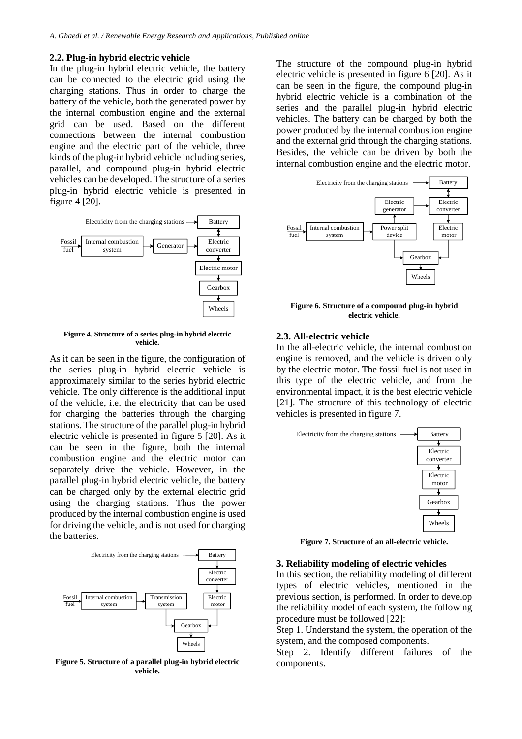### 2.2. Plug-in hybrid electric vehicle

In the plug-in hybrid electric vehicle, the battery can be connected to the electric grid using the charging stations. Thus in order to charge the battery of the vehicle, both the generated power by the internal combustion engine and the external grid can be used. Based on the different connections between the internal combustion engine and the electric part of the vehicle, three kinds of the plug-in hybrid vehicle including series, parallel, and compound plug-in hybrid electric vehicles can be developed. The structure of a series plug-in hybrid electric vehicle is presented in figure 4 [20].

**Figure 4. Structure of a series plug-in hybrid electric vehicle.**

As it can be seen in the figure, the configuration of the series plug-in hybrid electric vehicle is approximately similar to the series hybrid electric vehicle. The only difference is the additional input of the vehicle, i.e. the electricity that can be used for charging the batteries through the charging stations. The structure of the parallel plug-in hybrid electric vehicle is presented in figure 5 [20]. As it can be seen in the figure, both the internal combustion engine and the electric motor can separately drive the vehicle. However, in the parallel plug-in hybrid electric vehicle, the battery can be charged only by the external electric grid using the charging stations. Thus the power produced by the internal combustion engine is used for driving the vehicle, and is not used for charging the batteries.

**Figure 5. Structure of a parallel plug-in hybrid electric vehicle.**

The structure of the compound plug-in hybrid electric vehicle is presented in figure 6 [20]. As it can be seen in the figure, the compound plug-in hybrid electric vehicle is a combination of the series and the parallel plug-in hybrid electric vehicles. The battery can be charged by both the power produced by the internal combustion engine and the external grid through the charging stations. Besides, the vehicle can be driven by both the internal combustion engine and the electric motor.

**Figure 6. Structure of a compound plug-in hybrid electric vehicle.**

### 2.3. All-electric vehicle

In the all-electric vehicle, the internal combustion engine is removed, and the vehicle is driven only by the electric motor. The fossil fuel is not used in this type of the electric vehicle, and from the environmental impact, it is the best electric vehicle [21]. The structure of this technology of electric vehicles is presented in figure 7.

**Figure 7. Structure of an all-electric vehicle.**

## 3. Reliability modeling of electric vehicles

In this section, the reliability modeling of different types of electric vehicles, mentioned in the previous section, is performed. In order to develop the reliability model of each system, the following procedure must be followed [22]:

Step 1. Understand the system, the operation of the system, and the composed components.

Step 2. Identify different failures of the components.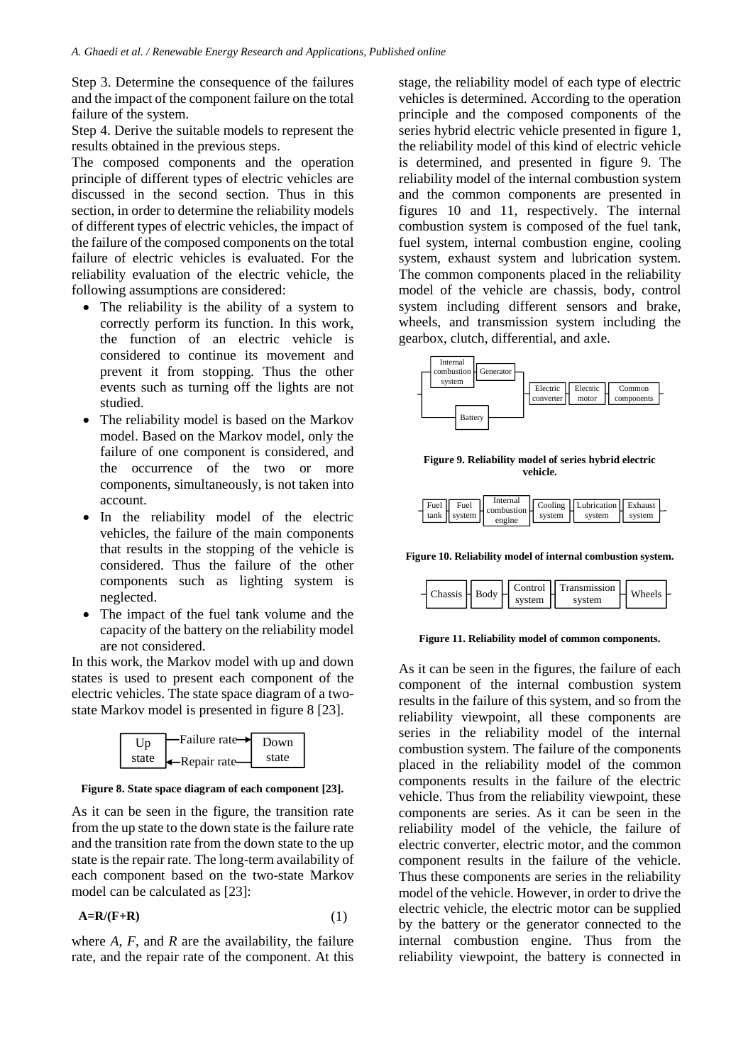Step 3. Determine the consequence of the failures and the impact of the component failure on the total failure of the system.

Step 4. Derive the suitable models to represent the results obtained in the previous steps.

The composed components and the operation principle of different types of electric vehicles are discussed in the second section. Thus in this section, in order to determine the reliability models of different types of electric vehicles, the impact of the failure of the composed components on the total failure of electric vehicles is evaluated. For the reliability evaluation of the electric vehicle, the following assumptions are considered:

- The reliability is the ability of a system to correctly perform its function. In this work, the function of an electric vehicle is considered to continue its movement and prevent it from stopping. Thus the other events such as turning off the lights are not studied.
- The reliability model is based on the Markov model. Based on the Markov model, only the failure of one component is considered, and the occurrence of the two or more components, simultaneously, is not taken into account.
- In the reliability model of the electric vehicles, the failure of the main components that results in the stopping of the vehicle is considered. Thus the failure of the other components such as lighting system is neglected.
- The impact of the fuel tank volume and the capacity of the battery on the reliability model are not considered.

In this work, the Markov model with up and down states is used to present each component of the electric vehicles. The state space diagram of a two-state Markov model is presented in figure 8 [23].

**Figure 8. State space diagram of each component [23].**

As it can be seen in the figure, the transition rate from the up state to the down state is the failure rate and the transition rate from the down state to the up state is the repair rate. The long-term availability of each component based on the two-state Markov model can be calculated as [23]:

$$A = R/(F+R) \tag{1}$$

where $A$, $F$, and $R$ are the availability, the failure rate, and the repair rate of the component. At this stage, the reliability model of each type of electric vehicles is determined. According to the operation principle and the composed components of the series hybrid electric vehicle presented in figure 1, the reliability model of this kind of electric vehicle is determined, and presented in figure 9. The reliability model of the internal combustion system and the common components are presented in figures 10 and 11, respectively. The internal combustion system is composed of the fuel tank, fuel system, internal combustion engine, cooling system, exhaust system and lubrication system. The common components placed in the reliability model of the vehicle are chassis, body, control system including different sensors and brake, wheels, and transmission system including the gearbox, clutch, differential, and axle.

**Figure 9. Reliability model of series hybrid electric vehicle.**

**Figure 10. Reliability model of internal combustion system.**

**Figure 11. Reliability model of common components.**

As it can be seen in the figures, the failure of each component of the internal combustion system results in the failure of this system, and so from the reliability viewpoint, all these components are series in the reliability model of the internal combustion system. The failure of the components placed in the reliability model of the common components results in the failure of the electric vehicle. Thus from the reliability viewpoint, these components are series. As it can be seen in the reliability model of the vehicle, the failure of electric converter, electric motor, and the common component results in the failure of the vehicle. Thus these components are series in the reliability model of the vehicle. However, in order to drive the electric vehicle, the electric motor can be supplied by the battery or the generator connected to the internal combustion engine. Thus from the reliability viewpoint, the battery is connected in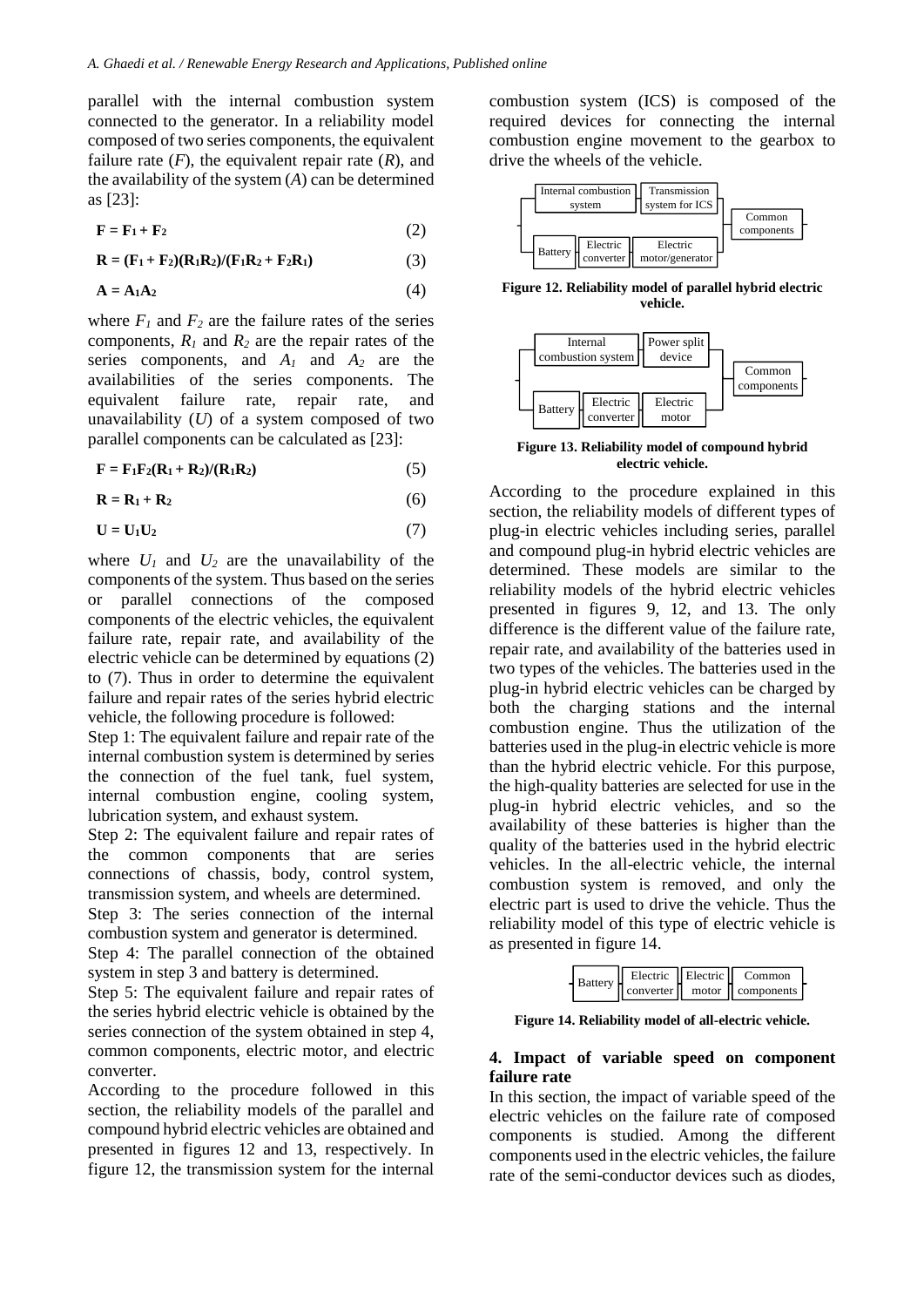parallel with the internal combustion system connected to the generator. In a reliability model composed of two series components, the equivalent failure rate ($F$), the equivalent repair rate ($R$), and the availability of the system ($A$) can be determined as [23]:

$$\mathbf{F = F_1 + F_2} \tag{2}$$

$$\mathbf{R = (F_1 + F_2)(R_1R_2)/(F_1R_2 + F_2R_1)} \tag{3}$$

$$\mathbf{A = A_1A_2} \tag{4}$$

where $F_1$ and $F_2$ are the failure rates of the series components, $R_1$ and $R_2$ are the repair rates of the series components, and $A_1$ and $A_2$ are the availabilities of the series components. The equivalent failure rate, repair rate, and unavailability ($U$) of a system composed of two parallel components can be calculated as [23]:

$$\mathbf{F = F_1F_2(R_1 + R_2)/(R_1R_2)} \tag{5}$$

$$\mathbf{R = R_1 + R_2} \tag{6}$$

$$\mathbf{U = U_1U_2} \tag{7}$$

where $U_1$ and $U_2$ are the unavailability of the components of the system. Thus based on the series or parallel connections of the composed components of the electric vehicles, the equivalent failure rate, repair rate, and availability of the electric vehicle can be determined by equations (2) to (7). Thus in order to determine the equivalent failure and repair rates of the series hybrid electric vehicle, the following procedure is followed:

Step 1: The equivalent failure and repair rate of the internal combustion system is determined by series the connection of the fuel tank, fuel system, internal combustion engine, cooling system, lubrication system, and exhaust system.

Step 2: The equivalent failure and repair rates of the common components that are series connections of chassis, body, control system, transmission system, and wheels are determined.

Step 3: The series connection of the internal combustion system and generator is determined.

Step 4: The parallel connection of the obtained system in step 3 and battery is determined.

Step 5: The equivalent failure and repair rates of the series hybrid electric vehicle is obtained by the series connection of the system obtained in step 4, common components, electric motor, and electric converter.

According to the procedure followed in this section, the reliability models of the parallel and compound hybrid electric vehicles are obtained and presented in figures 12 and 13, respectively. In figure 12, the transmission system for the internal combustion system (ICS) is composed of the required devices for connecting the internal combustion engine movement to the gearbox to drive the wheels of the vehicle.

Internal combustion system | Transmission system for ICS | Battery | Electric converter | Electric motor/generator | Common components

**Figure 12. Reliability model of parallel hybrid electric vehicle.**

Internal combustion system | Power split device | Battery | Electric converter | Electric motor | Common components

**Figure 13. Reliability model of compound hybrid electric vehicle.**

According to the procedure explained in this section, the reliability models of different types of plug-in electric vehicles including series, parallel and compound plug-in hybrid electric vehicles are determined. These models are similar to the reliability models of the hybrid electric vehicles presented in figures 9, 12, and 13. The only difference is the different value of the failure rate, repair rate, and availability of the batteries used in two types of the vehicles. The batteries used in the plug-in hybrid electric vehicles can be charged by both the charging stations and the internal combustion engine. Thus the utilization of the batteries used in the plug-in electric vehicle is more than the hybrid electric vehicle. For this purpose, the high-quality batteries are selected for use in the plug-in hybrid electric vehicles, and so the availability of these batteries is higher than the quality of the batteries used in the hybrid electric vehicles. In the all-electric vehicle, the internal combustion system is removed, and only the electric part is used to drive the vehicle. Thus the reliability model of this type of electric vehicle is as presented in figure 14.

Battery | Electric converter | Electric motor | Common components

**Figure 14. Reliability model of all-electric vehicle.**

## 4. Impact of variable speed on component failure rate

In this section, the impact of variable speed of the electric vehicles on the failure rate of composed components is studied. Among the different components used in the electric vehicles, the failure rate of the semi-conductor devices such as diodes,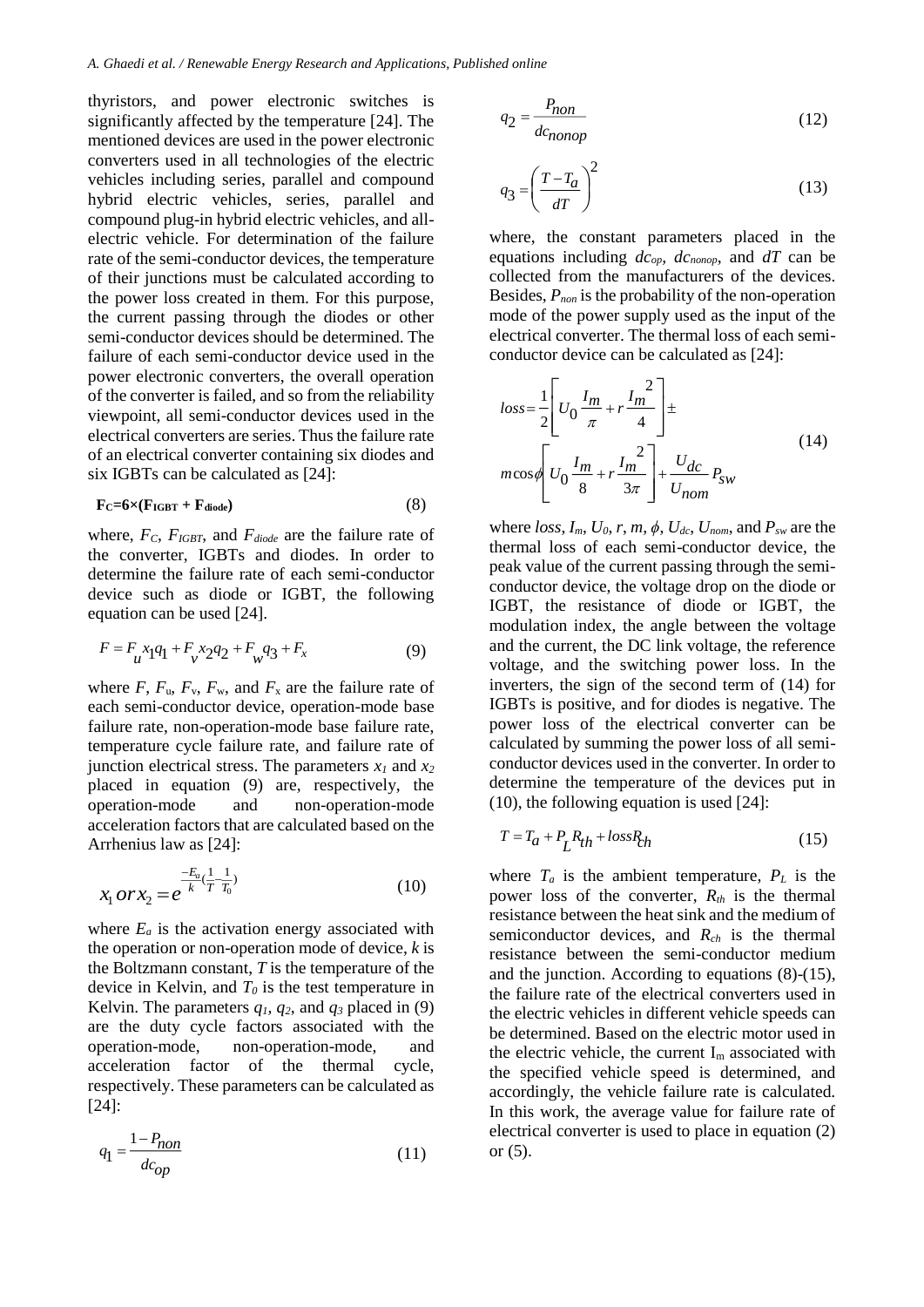thyristors, and power electronic switches is significantly affected by the temperature [24]. The mentioned devices are used in the power electronic converters used in all technologies of the electric vehicles including series, parallel and compound hybrid electric vehicles, series, parallel and compound plug-in hybrid electric vehicles, and all-electric vehicle. For determination of the failure rate of the semi-conductor devices, the temperature of their junctions must be calculated according to the power loss created in them. For this purpose, the current passing through the diodes or other semi-conductor devices should be determined. The failure of each semi-conductor device used in the power electronic converters, the overall operation of the converter is failed, and so from the reliability viewpoint, all semi-conductor devices used in the electrical converters are series. Thus the failure rate of an electrical converter containing six diodes and six IGBTs can be calculated as [24]:

$$\mathbf{F_C=6\times(F_{IGBT} + F_{diode})} \tag{8}$$

where, $F_C$, $F_{IGBT}$, and $F_{diode}$ are the failure rate of the converter, IGBTs and diodes. In order to determine the failure rate of each semi-conductor device such as diode or IGBT, the following equation can be used [24].

$$F = F_u x_1 q_1 + F_v x_2 q_2 + F_w q_3 + F_x \tag{9}$$

where $F$, $F_u$, $F_v$, $F_w$, and $F_x$ are the failure rate of each semi-conductor device, operation-mode base failure rate, non-operation-mode base failure rate, temperature cycle failure rate, and failure rate of junction electrical stress. The parameters $x_1$ and $x_2$ placed in equation (9) are, respectively, the operation-mode and non-operation-mode acceleration factors that are calculated based on the Arrhenius law as [24]:

$$x_1 \, or \, x_2 = e^{\frac{-E_a}{k}\left(\frac{1}{T}-\frac{1}{T_0}\right)} \tag{10}$$

where $E_a$ is the activation energy associated with the operation or non-operation mode of device, $k$ is the Boltzmann constant, $T$ is the temperature of the device in Kelvin, and $T_0$ is the test temperature in Kelvin. The parameters $q_1$, $q_2$, and $q_3$ placed in (9) are the duty cycle factors associated with the operation-mode, non-operation-mode, and acceleration factor of the thermal cycle, respectively. These parameters can be calculated as [24]:

$$q_1 = \frac{1-P_{non}}{dc_{op}} \tag{11}$$

$$q_2 = \frac{P_{non}}{dc_{nonop}} \tag{12}$$

$$q_3 = \left(\frac{T-T_a}{dT}\right)^2 \tag{13}$$

where, the constant parameters placed in the equations including $dc_{op}$, $dc_{nonop}$, and $dT$ can be collected from the manufacturers of the devices. Besides, $P_{non}$ is the probability of the non-operation mode of the power supply used as the input of the electrical converter. The thermal loss of each semi-conductor device can be calculated as [24]:

$$loss = \frac{1}{2}\left[U_0 \frac{I_m}{\pi} + r\frac{I_m^2}{4}\right] \pm m\cos\phi\left[U_0 \frac{I_m}{8} + r\frac{I_m^2}{3\pi}\right] + \frac{U_{dc}}{U_{nom}}P_{sw} \tag{14}$$

where $loss$, $I_m$, $U_0$, $r$, $m$, $\phi$, $U_{dc}$, $U_{nom}$, and $P_{sw}$ are the thermal loss of each semi-conductor device, the peak value of the current passing through the semi-conductor device, the voltage drop on the diode or IGBT, the resistance of diode or IGBT, the modulation index, the angle between the voltage and the current, the DC link voltage, the reference voltage, and the switching power loss. In the inverters, the sign of the second term of (14) for IGBTs is positive, and for diodes is negative. The power loss of the electrical converter can be calculated by summing the power loss of all semi-conductor devices used in the converter. In order to determine the temperature of the devices put in (10), the following equation is used [24]:

$$T = T_a + P_L R_{th} + loss R_{ch} \tag{15}$$

where $T_a$ is the ambient temperature, $P_L$ is the power loss of the converter, $R_{th}$ is the thermal resistance between the heat sink and the medium of semiconductor devices, and $R_{ch}$ is the thermal resistance between the semi-conductor medium and the junction. According to equations (8)-(15), the failure rate of the electrical converters used in the electric vehicles in different vehicle speeds can be determined. Based on the electric motor used in the electric vehicle, the current $I_m$ associated with the specified vehicle speed is determined, and accordingly, the vehicle failure rate is calculated. In this work, the average value for failure rate of electrical converter is used to place in equation (2) or (5).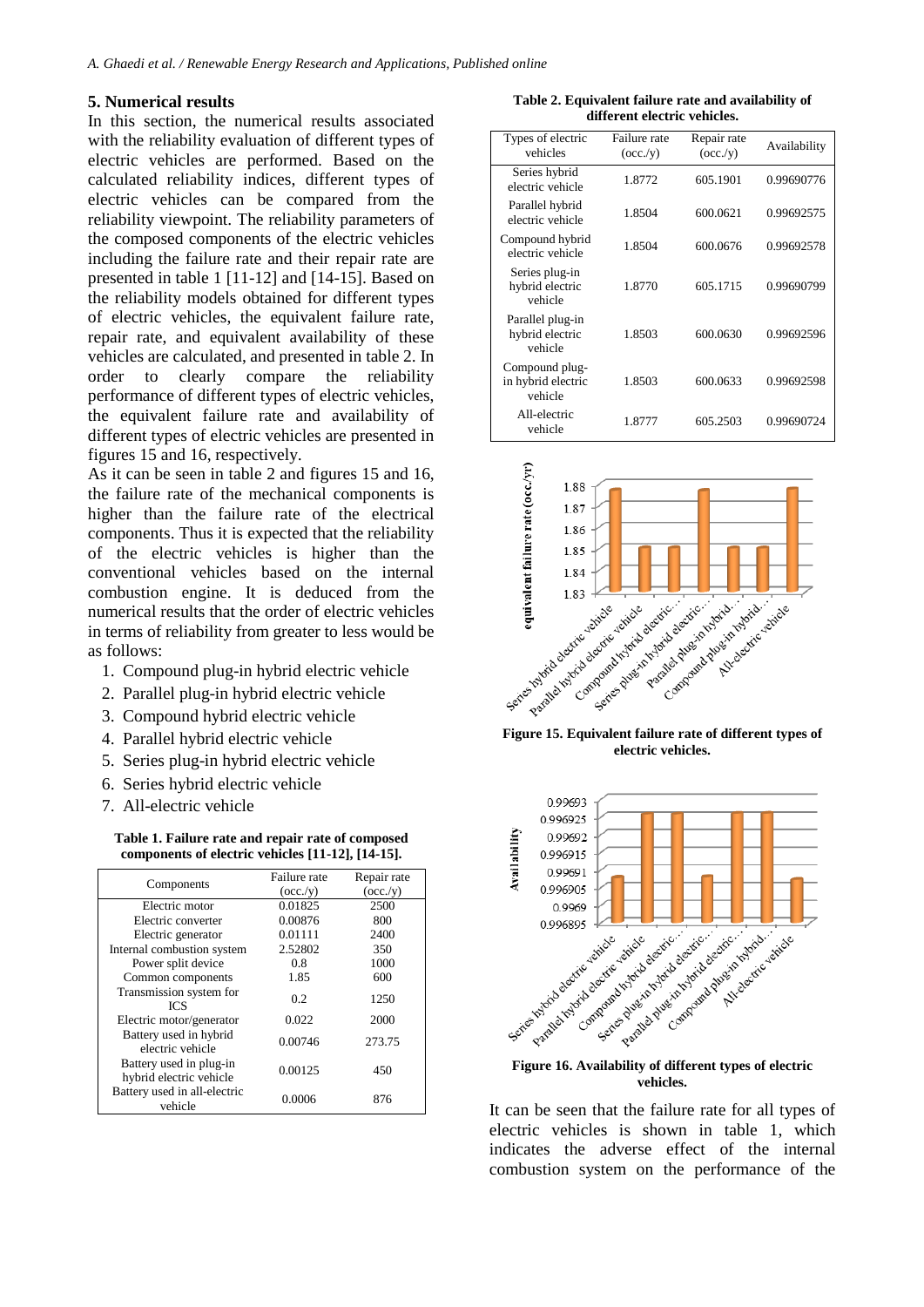## 5. Numerical results

In this section, the numerical results associated with the reliability evaluation of different types of electric vehicles are performed. Based on the calculated reliability indices, different types of electric vehicles can be compared from the reliability viewpoint. The reliability parameters of the composed components of the electric vehicles including the failure rate and their repair rate are presented in table 1 [11-12] and [14-15]. Based on the reliability models obtained for different types of electric vehicles, the equivalent failure rate, repair rate, and equivalent availability of these vehicles are calculated, and presented in table 2. In order to clearly compare the reliability performance of different types of electric vehicles, the equivalent failure rate and availability of different types of electric vehicles are presented in figures 15 and 16, respectively.

As it can be seen in table 2 and figures 15 and 16, the failure rate of the mechanical components is higher than the failure rate of the electrical components. Thus it is expected that the reliability of the electric vehicles is higher than the conventional vehicles based on the internal combustion engine. It is deduced from the numerical results that the order of electric vehicles in terms of reliability from greater to less would be as follows:

1. Compound plug-in hybrid electric vehicle
2. Parallel plug-in hybrid electric vehicle
3. Compound hybrid electric vehicle
4. Parallel hybrid electric vehicle
5. Series plug-in hybrid electric vehicle
6. Series hybrid electric vehicle
7. All-electric vehicle

**Table 1. Failure rate and repair rate of composed components of electric vehicles [11-12], [14-15].**

| Components | Failure rate (occ./y) | Repair rate (occ./y) |
|---|---|---|
| Electric motor | 0.01825 | 2500 |
| Electric converter | 0.00876 | 800 |
| Electric generator | 0.01111 | 2400 |
| Internal combustion system | 2.52802 | 350 |
| Power split device | 0.8 | 1000 |
| Common components | 1.85 | 600 |
| Transmission system for ICS | 0.2 | 1250 |
| Electric motor/generator | 0.022 | 2000 |
| Battery used in hybrid electric vehicle | 0.00746 | 273.75 |
| Battery used in plug-in hybrid electric vehicle | 0.00125 | 450 |
| Battery used in all-electric vehicle | 0.0006 | 876 |

**Table 2. Equivalent failure rate and availability of different electric vehicles.**

| Types of electric vehicles | Failure rate (occ./y) | Repair rate (occ./y) | Availability |
|---|---|---|---|
| Series hybrid electric vehicle | 1.8772 | 605.1901 | 0.99690776 |
| Parallel hybrid electric vehicle | 1.8504 | 600.0621 | 0.99692575 |
| Compound hybrid electric vehicle | 1.8504 | 600.0676 | 0.99692578 |
| Series plug-in hybrid electric vehicle | 1.8770 | 605.1715 | 0.99690799 |
| Parallel plug-in hybrid electric vehicle | 1.8503 | 600.0630 | 0.99692596 |
| Compound plug-in hybrid electric vehicle | 1.8503 | 600.0633 | 0.99692598 |
| All-electric vehicle | 1.8777 | 605.2503 | 0.99690724 |

**Figure 15. Equivalent failure rate of different types of electric vehicles.**

**Figure 16. Availability of different types of electric vehicles.**

It can be seen that the failure rate for all types of electric vehicles is shown in table 1, which indicates the adverse effect of the internal combustion system on the performance of the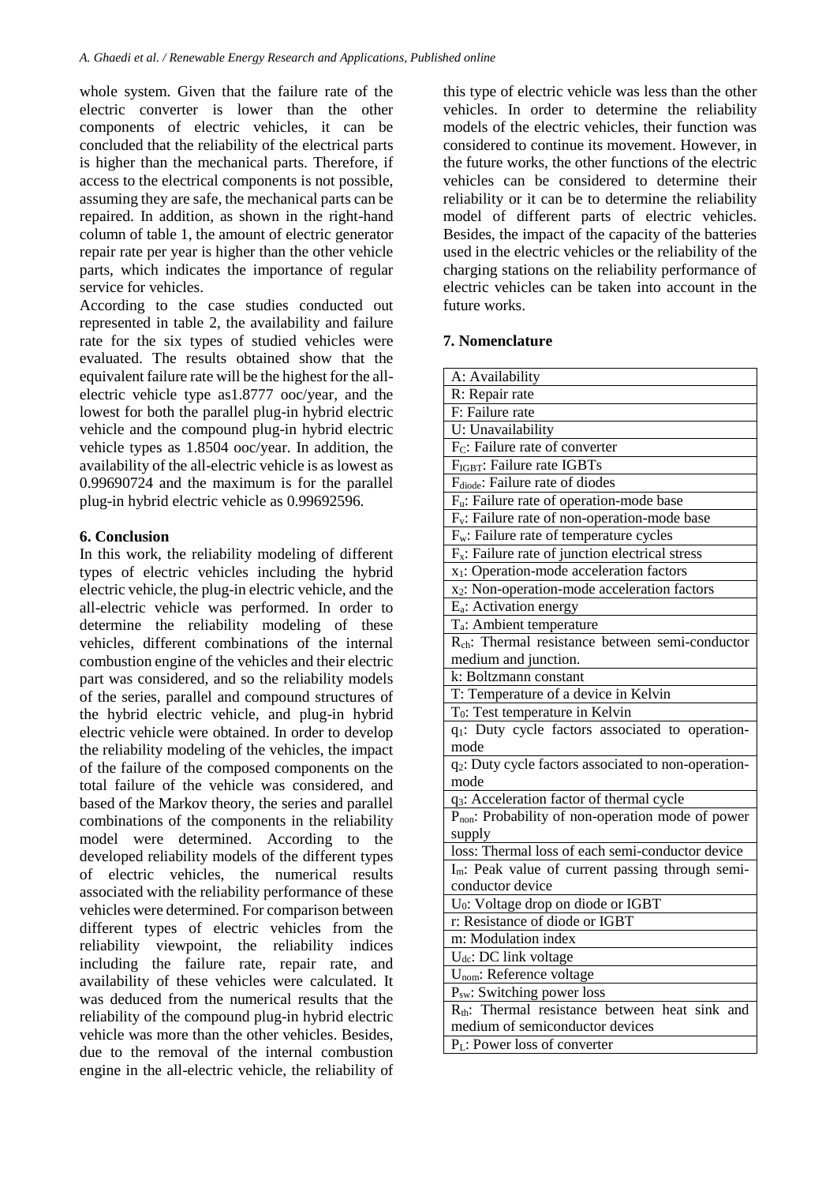whole system. Given that the failure rate of the electric converter is lower than the other components of electric vehicles, it can be concluded that the reliability of the electrical parts is higher than the mechanical parts. Therefore, if access to the electrical components is not possible, assuming they are safe, the mechanical parts can be repaired. In addition, as shown in the right-hand column of table 1, the amount of electric generator repair rate per year is higher than the other vehicle parts, which indicates the importance of regular service for vehicles.

According to the case studies conducted out represented in table 2, the availability and failure rate for the six types of studied vehicles were evaluated. The results obtained show that the equivalent failure rate will be the highest for the all-electric vehicle type as1.8777 ooc/year, and the lowest for both the parallel plug-in hybrid electric vehicle and the compound plug-in hybrid electric vehicle types as 1.8504 ooc/year. In addition, the availability of the all-electric vehicle is as lowest as 0.99690724 and the maximum is for the parallel plug-in hybrid electric vehicle as 0.99692596.

## 6. Conclusion

In this work, the reliability modeling of different types of electric vehicles including the hybrid electric vehicle, the plug-in electric vehicle, and the all-electric vehicle was performed. In order to determine the reliability modeling of these vehicles, different combinations of the internal combustion engine of the vehicles and their electric part was considered, and so the reliability models of the series, parallel and compound structures of the hybrid electric vehicle, and plug-in hybrid electric vehicle were obtained. In order to develop the reliability modeling of the vehicles, the impact of the failure of the composed components on the total failure of the vehicle was considered, and based of the Markov theory, the series and parallel combinations of the components in the reliability model were determined. According to the developed reliability models of the different types of electric vehicles, the numerical results associated with the reliability performance of these vehicles were determined. For comparison between different types of electric vehicles from the reliability viewpoint, the reliability indices including the failure rate, repair rate, and availability of these vehicles were calculated. It was deduced from the numerical results that the reliability of the compound plug-in hybrid electric vehicle was more than the other vehicles. Besides, due to the removal of the internal combustion engine in the all-electric vehicle, the reliability of this type of electric vehicle was less than the other vehicles. In order to determine the reliability models of the electric vehicles, their function was considered to continue its movement. However, in the future works, the other functions of the electric vehicles can be considered to determine their reliability or it can be to determine the reliability model of different parts of electric vehicles. Besides, the impact of the capacity of the batteries used in the electric vehicles or the reliability of the charging stations on the reliability performance of electric vehicles can be taken into account in the future works.

## 7. Nomenclature

| |
|---|
| A: Availability |
| R: Repair rate |
| F: Failure rate |
| U: Unavailability |
| $F_C$: Failure rate of converter |
| $F_{IGBT}$: Failure rate IGBTs |
| $F_{diode}$: Failure rate of diodes |
| $F_u$: Failure rate of operation-mode base |
| $F_v$: Failure rate of non-operation-mode base |
| $F_w$: Failure rate of temperature cycles |
| $F_x$: Failure rate of junction electrical stress |
| $x_1$: Operation-mode acceleration factors |
| $x_2$: Non-operation-mode acceleration factors |
| $E_a$: Activation energy |
| $T_a$: Ambient temperature |
| $R_{ch}$: Thermal resistance between semi-conductor medium and junction. |
| k: Boltzmann constant |
| T: Temperature of a device in Kelvin |
| $T_0$: Test temperature in Kelvin |
| $q_1$: Duty cycle factors associated to operation-mode |
| $q_2$: Duty cycle factors associated to non-operation-mode |
| $q_3$: Acceleration factor of thermal cycle |
| $P_{non}$: Probability of non-operation mode of power supply |
| loss: Thermal loss of each semi-conductor device |
| $I_m$: Peak value of current passing through semi-conductor device |
| $U_0$: Voltage drop on diode or IGBT |
| r: Resistance of diode or IGBT |
| m: Modulation index |
| $U_{dc}$: DC link voltage |
| $U_{nom}$: Reference voltage |
| $P_{sw}$: Switching power loss |
| $R_{th}$: Thermal resistance between heat sink and medium of semiconductor devices |
| $P_L$: Power loss of converter |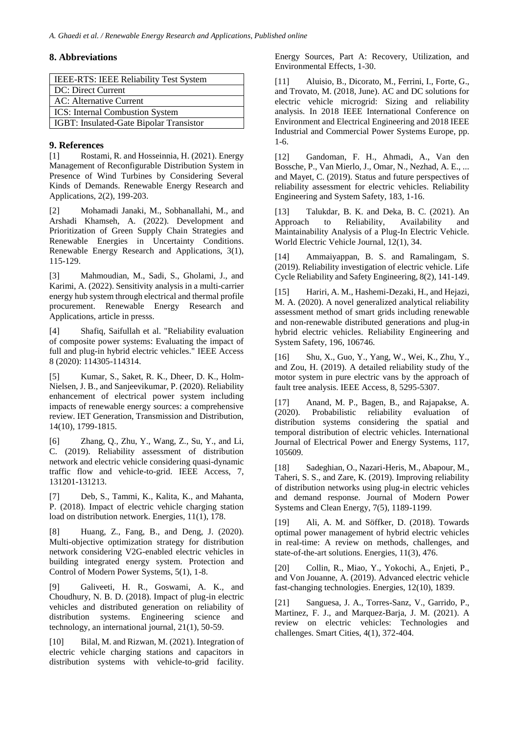## 8. Abbreviations

| IEEE-RTS: IEEE Reliability Test System |
|---|
| DC: Direct Current |
| AC: Alternative Current |
| ICS: Internal Combustion System |
| IGBT: Insulated-Gate Bipolar Transistor |

## 9. References

[1] Rostami, R. and Hosseinnia, H. (2021). Energy Management of Reconfigurable Distribution System in Presence of Wind Turbines by Considering Several Kinds of Demands. Renewable Energy Research and Applications, 2(2), 199-203.

[2] Mohamadi Janaki, M., Sobhanallahi, M., and Arshadi Khamseh, A. (2022). Development and Prioritization of Green Supply Chain Strategies and Renewable Energies in Uncertainty Conditions. Renewable Energy Research and Applications, 3(1), 115-129.

[3] Mahmoudian, M., Sadi, S., Gholami, J., and Karimi, A. (2022). Sensitivity analysis in a multi-carrier energy hub system through electrical and thermal profile procurement. Renewable Energy Research and Applications, article in presss.

[4] Shafiq, Saifullah et al. "Reliability evaluation of composite power systems: Evaluating the impact of full and plug-in hybrid electric vehicles." IEEE Access 8 (2020): 114305-114314.

[5] Kumar, S., Saket, R. K., Dheer, D. K., Holm-Nielsen, J. B., and Sanjeevikumar, P. (2020). Reliability enhancement of electrical power system including impacts of renewable energy sources: a comprehensive review. IET Generation, Transmission and Distribution, 14(10), 1799-1815.

[6] Zhang, Q., Zhu, Y., Wang, Z., Su, Y., and Li, C. (2019). Reliability assessment of distribution network and electric vehicle considering quasi-dynamic traffic flow and vehicle-to-grid. IEEE Access, 7, 131201-131213.

[7] Deb, S., Tammi, K., Kalita, K., and Mahanta, P. (2018). Impact of electric vehicle charging station load on distribution network. Energies, 11(1), 178.

[8] Huang, Z., Fang, B., and Deng, J. (2020). Multi-objective optimization strategy for distribution network considering V2G-enabled electric vehicles in building integrated energy system. Protection and Control of Modern Power Systems, 5(1), 1-8.

[9] Galiveeti, H. R., Goswami, A. K., and Choudhury, N. B. D. (2018). Impact of plug-in electric vehicles and distributed generation on reliability of distribution systems. Engineering science and technology, an international journal, 21(1), 50-59.

[10] Bilal, M. and Rizwan, M. (2021). Integration of electric vehicle charging stations and capacitors in distribution systems with vehicle-to-grid facility. Energy Sources, Part A: Recovery, Utilization, and Environmental Effects, 1-30.

[11] Aluisio, B., Dicorato, M., Ferrini, I., Forte, G., and Trovato, M. (2018, June). AC and DC solutions for electric vehicle microgrid: Sizing and reliability analysis. In 2018 IEEE International Conference on Environment and Electrical Engineering and 2018 IEEE Industrial and Commercial Power Systems Europe, pp. 1-6.

[12] Gandoman, F. H., Ahmadi, A., Van den Bossche, P., Van Mierlo, J., Omar, N., Nezhad, A. E., ... and Mayet, C. (2019). Status and future perspectives of reliability assessment for electric vehicles. Reliability Engineering and System Safety, 183, 1-16.

[13] Talukdar, B. K. and Deka, B. C. (2021). An Approach to Reliability, Availability and Maintainability Analysis of a Plug-In Electric Vehicle. World Electric Vehicle Journal, 12(1), 34.

[14] Ammaiyappan, B. S. and Ramalingam, S. (2019). Reliability investigation of electric vehicle. Life Cycle Reliability and Safety Engineering, 8(2), 141-149.

[15] Hariri, A. M., Hashemi-Dezaki, H., and Hejazi, M. A. (2020). A novel generalized analytical reliability assessment method of smart grids including renewable and non-renewable distributed generations and plug-in hybrid electric vehicles. Reliability Engineering and System Safety, 196, 106746.

[16] Shu, X., Guo, Y., Yang, W., Wei, K., Zhu, Y., and Zou, H. (2019). A detailed reliability study of the motor system in pure electric vans by the approach of fault tree analysis. IEEE Access, 8, 5295-5307.

[17] Anand, M. P., Bagen, B., and Rajapakse, A. (2020). Probabilistic reliability evaluation of distribution systems considering the spatial and temporal distribution of electric vehicles. International Journal of Electrical Power and Energy Systems, 117, 105609.

[18] Sadeghian, O., Nazari-Heris, M., Abapour, M., Taheri, S. S., and Zare, K. (2019). Improving reliability of distribution networks using plug-in electric vehicles and demand response. Journal of Modern Power Systems and Clean Energy, 7(5), 1189-1199.

[19] Ali, A. M. and Söffker, D. (2018). Towards optimal power management of hybrid electric vehicles in real-time: A review on methods, challenges, and state-of-the-art solutions. Energies, 11(3), 476.

[20] Collin, R., Miao, Y., Yokochi, A., Enjeti, P., and Von Jouanne, A. (2019). Advanced electric vehicle fast-changing technologies. Energies, 12(10), 1839.

[21] Sanguesa, J. A., Torres-Sanz, V., Garrido, P., Martinez, F. J., and Marquez-Barja, J. M. (2021). A review on electric vehicles: Technologies and challenges. Smart Cities, 4(1), 372-404.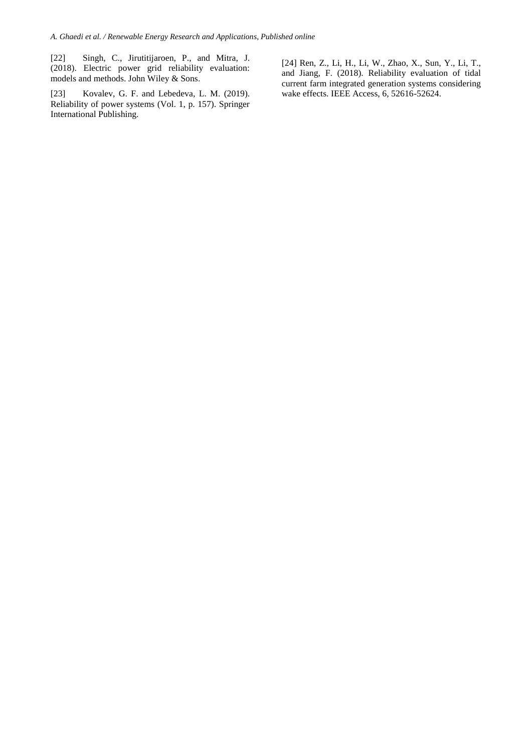[22] Singh, C., Jirutitijaroen, P., and Mitra, J. (2018). Electric power grid reliability evaluation: models and methods. John Wiley & Sons.

[23] Kovalev, G. F. and Lebedeva, L. M. (2019). Reliability of power systems (Vol. 1, p. 157). Springer International Publishing.

[24] Ren, Z., Li, H., Li, W., Zhao, X., Sun, Y., Li, T., and Jiang, F. (2018). Reliability evaluation of tidal current farm integrated generation systems considering wake effects. IEEE Access, 6, 52616-52624.